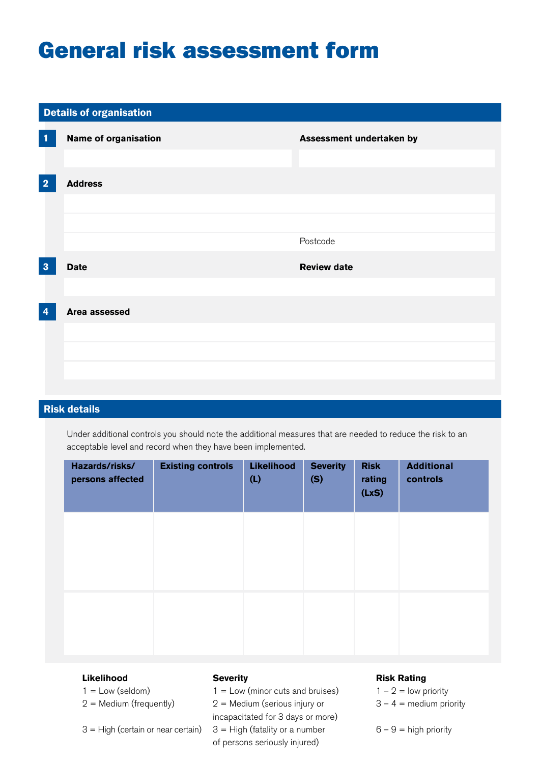# General risk assessment form

## Details of organisation

**1** **Name of organisation**

**Assessment undertaken by**

**2** **Address**

Postcode

**3** **Date**

**Review date**

**4** **Area assessed**

## Risk details

Under additional controls you should note the additional measures that are needed to reduce the risk to an acceptable level and record when they have been implemented.

| Hazards/risks/ persons affected | Existing controls | Likelihood (L) | Severity (S) | Risk rating (LxS) | Additional controls |
|---|---|---|---|---|---|
| | | | | | |
| | | | | | |

**Likelihood**

1 = Low (seldom)
2 = Medium (frequently)
3 = High (certain or near certain)

**Severity**

1 = Low (minor cuts and bruises)
2 = Medium (serious injury or incapacitated for 3 days or more)
3 = High (fatality or a number of persons seriously injured)

**Risk Rating**

1 – 2 = low priority
3 – 4 = medium priority
6 – 9 = high priority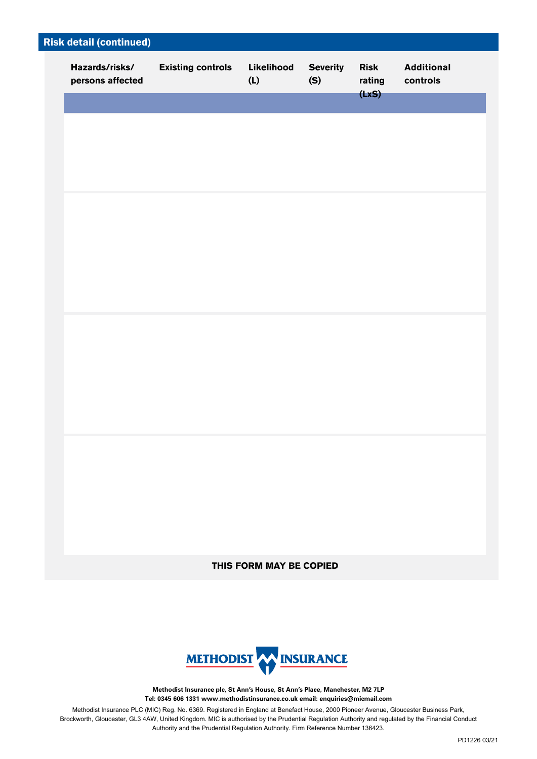## Risk detail (continued)

| Hazards/risks/ persons affected | Existing controls | Likelihood (L) | Severity (S) | Risk rating (LxS) | Additional controls |
|---|---|---|---|---|---|
| | | | | | |
| | | | | | |
| | | | | | |
| | | | | | |

**THIS FORM MAY BE COPIED**

METHODIST INSURANCE

**Methodist Insurance plc, St Ann's House, St Ann's Place, Manchester, M2 7LP**
**Tel: 0345 606 1331 www.methodistinsurance.co.uk email: enquiries@micmail.com**

Methodist Insurance PLC (MIC) Reg. No. 6369. Registered in England at Benefact House, 2000 Pioneer Avenue, Gloucester Business Park, Brockworth, Gloucester, GL3 4AW, United Kingdom. MIC is authorised by the Prudential Regulation Authority and regulated by the Financial Conduct Authority and the Prudential Regulation Authority. Firm Reference Number 136423.

PD1226 03/21